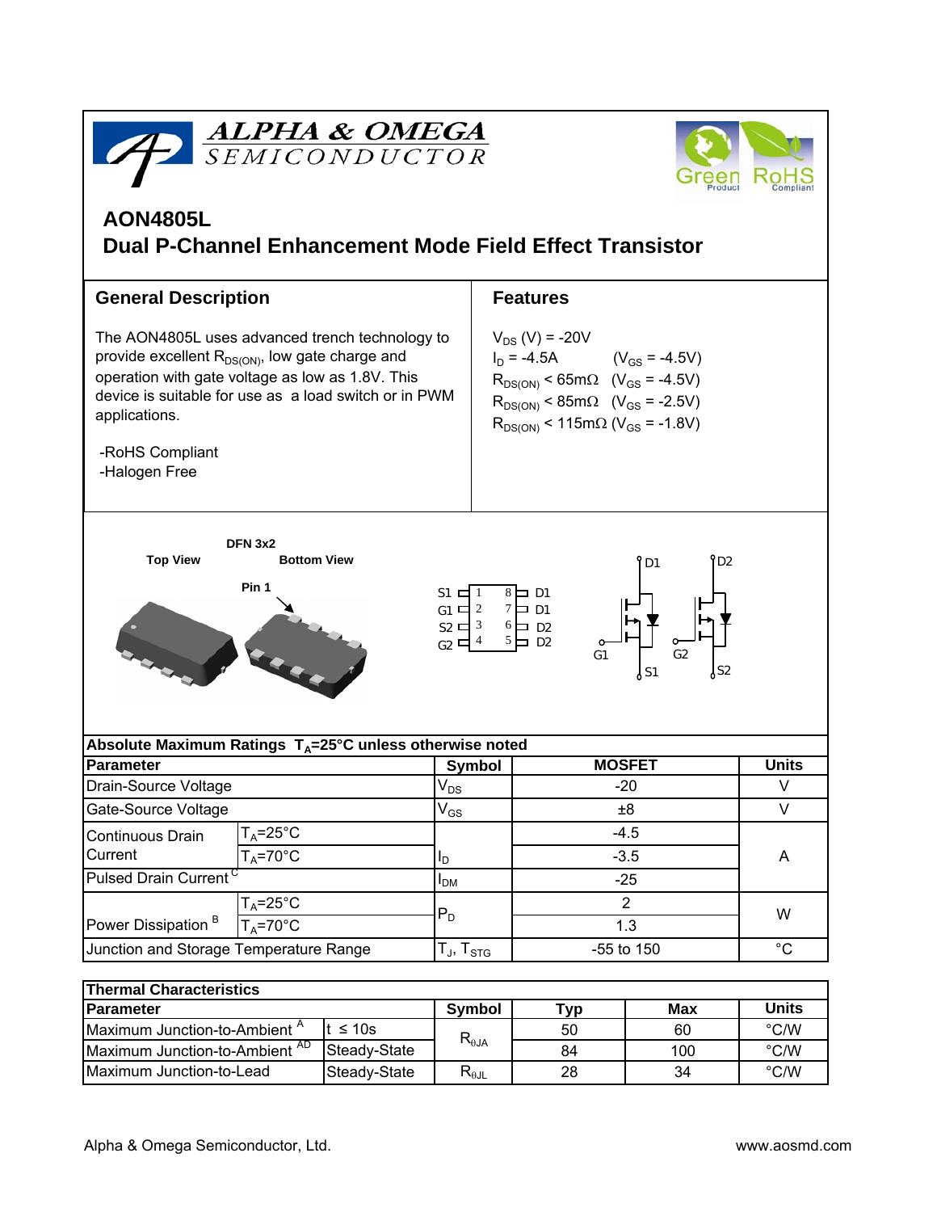# AON4805L

## Dual P-Channel Enhancement Mode Field Effect Transistor

### General Description

The AON4805L uses advanced trench technology to provide excellent $R_{DS(ON)}$, low gate charge and operation with gate voltage as low as 1.8V. This device is suitable for use as a load switch or in PWM applications.

-RoHS Compliant
-Halogen Free

### Features

$V_{DS}$ (V) = -20V
$I_D$ = -4.5A ($V_{GS}$ = -4.5V)
$R_{DS(ON)}$ < 65mΩ ($V_{GS}$ = -4.5V)
$R_{DS(ON)}$ < 85mΩ ($V_{GS}$ = -2.5V)
$R_{DS(ON)}$ < 115mΩ ($V_{GS}$ = -1.8V)

DFN 3x2

Top View    Bottom View

Pin 1

S1 1 8 D1
G1 2 7 D1
S2 3 6 D2
G2 4 5 D2

D1, G1, S1, D2, G2, S2

| Absolute Maximum Ratings $T_A$=25°C unless otherwise noted | | | | |
|---|---|---|---|---|
| **Parameter** | | **Symbol** | **MOSFET** | **Units** |
| Drain-Source Voltage | | $V_{DS}$ | -20 | V |
| Gate-Source Voltage | | $V_{GS}$ | ±8 | V |
| Continuous Drain Current | $T_A$=25°C | $I_D$ | -4.5 | A |
| | $T_A$=70°C | | -3.5 | |
| Pulsed Drain Current [C] | | $I_{DM}$ | -25 | |
| Power Dissipation [B] | $T_A$=25°C | $P_D$ | 2 | W |
| | $T_A$=70°C | | 1.3 | |
| Junction and Storage Temperature Range | | $T_J$, $T_{STG}$ | -55 to 150 | °C |

| Thermal Characteristics | | | | | |
|---|---|---|---|---|---|
| **Parameter** | | **Symbol** | **Typ** | **Max** | **Units** |
| Maximum Junction-to-Ambient [A] | t ≤ 10s | $R_{\theta JA}$ | 50 | 60 | °C/W |
| Maximum Junction-to-Ambient [AD] | Steady-State | | 84 | 100 | °C/W |
| Maximum Junction-to-Lead | Steady-State | $R_{\theta JL}$ | 28 | 34 | °C/W |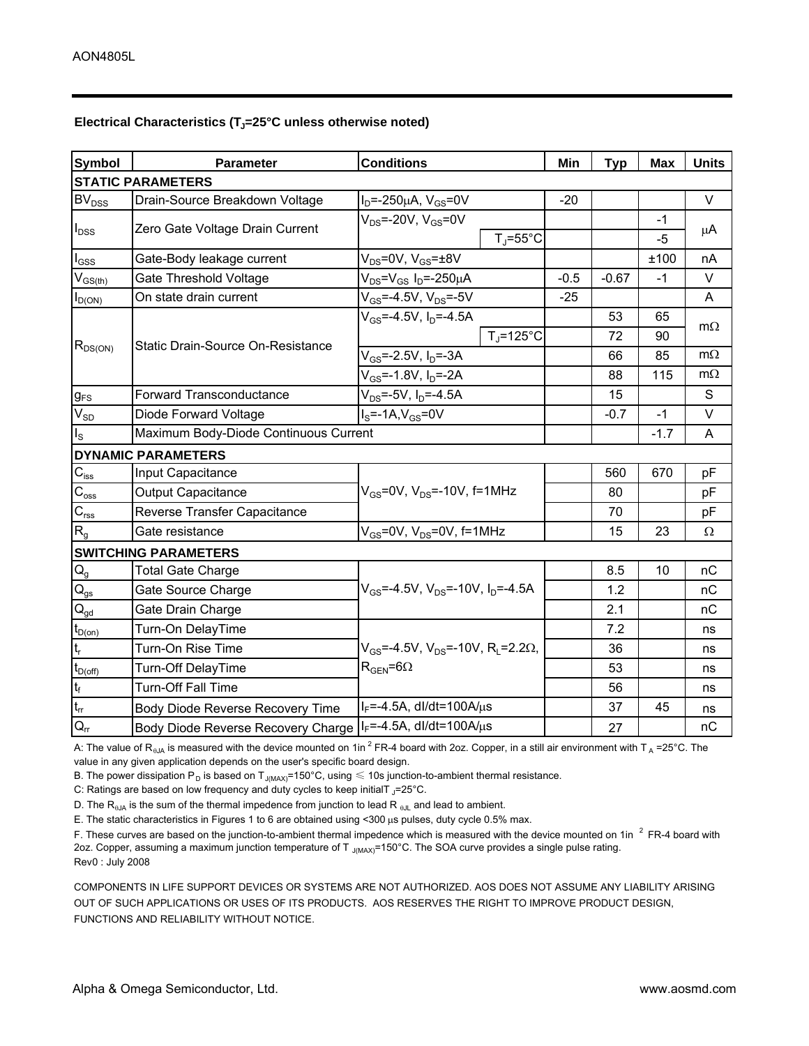## Electrical Characteristics ($T_J$=25°C unless otherwise noted)

| Symbol | Parameter | Conditions | | Min | Typ | Max | Units |
|---|---|---|---|---|---|---|---|
| **STATIC PARAMETERS** | | | | | | | |
| $BV_{DSS}$ | Drain-Source Breakdown Voltage | $I_D$=-250µA, $V_{GS}$=0V | | -20 | | | V |
| $I_{DSS}$ | Zero Gate Voltage Drain Current | $V_{DS}$=-20V, $V_{GS}$=0V | | | | -1 | µA |
| | | | $T_J$=55°C | | | -5 | |
| $I_{GSS}$ | Gate-Body leakage current | $V_{DS}$=0V, $V_{GS}$=±8V | | | | ±100 | nA |
| $V_{GS(th)}$ | Gate Threshold Voltage | $V_{DS}$=$V_{GS}$ $I_D$=-250µA | | -0.5 | -0.67 | -1 | V |
| $I_{D(ON)}$ | On state drain current | $V_{GS}$=-4.5V, $V_{DS}$=-5V | | -25 | | | A |
| $R_{DS(ON)}$ | Static Drain-Source On-Resistance | $V_{GS}$=-4.5V, $I_D$=-4.5A | | | 53 | 65 | mΩ |
| | | | $T_J$=125°C | | 72 | 90 | |
| | | $V_{GS}$=-2.5V, $I_D$=-3A | | | 66 | 85 | mΩ |
| | | $V_{GS}$=-1.8V, $I_D$=-2A | | | 88 | 115 | mΩ |
| $g_{FS}$ | Forward Transconductance | $V_{DS}$=-5V, $I_D$=-4.5A | | | 15 | | S |
| $V_{SD}$ | Diode Forward Voltage | $I_S$=-1A,$V_{GS}$=0V | | | -0.7 | -1 | V |
| $I_S$ | Maximum Body-Diode Continuous Current | | | | | -1.7 | A |
| **DYNAMIC PARAMETERS** | | | | | | | |
| $C_{iss}$ | Input Capacitance | $V_{GS}$=0V, $V_{DS}$=-10V, f=1MHz | | | 560 | 670 | pF |
| $C_{oss}$ | Output Capacitance | | | | 80 | | pF |
| $C_{rss}$ | Reverse Transfer Capacitance | | | | 70 | | pF |
| $R_g$ | Gate resistance | $V_{GS}$=0V, $V_{DS}$=0V, f=1MHz | | | 15 | 23 | Ω |
| **SWITCHING PARAMETERS** | | | | | | | |
| $Q_g$ | Total Gate Charge | $V_{GS}$=-4.5V, $V_{DS}$=-10V, $I_D$=-4.5A | | | 8.5 | 10 | nC |
| $Q_{gs}$ | Gate Source Charge | | | | 1.2 | | nC |
| $Q_{gd}$ | Gate Drain Charge | | | | 2.1 | | nC |
| $t_{D(on)}$ | Turn-On DelayTime | $V_{GS}$=-4.5V, $V_{DS}$=-10V, $R_L$=2.2Ω, $R_{GEN}$=6Ω | | | 7.2 | | ns |
| $t_r$ | Turn-On Rise Time | | | | 36 | | ns |
| $t_{D(off)}$ | Turn-Off DelayTime | | | | 53 | | ns |
| $t_f$ | Turn-Off Fall Time | | | | 56 | | ns |
| $t_{rr}$ | Body Diode Reverse Recovery Time | $I_F$=-4.5A, dI/dt=100A/µs | | | 37 | 45 | ns |
| $Q_{rr}$ | Body Diode Reverse Recovery Charge | $I_F$=-4.5A, dI/dt=100A/µs | | | 27 | | nC |

A: The value of $R_{\theta JA}$ is measured with the device mounted on 1in$^2$ FR-4 board with 2oz. Copper, in a still air environment with $T_A$ =25°C. The value in any given application depends on the user's specific board design.

B. The power dissipation $P_D$ is based on $T_{J(MAX)}$=150°C, using ≤ 10s junction-to-ambient thermal resistance.

C: Ratings are based on low frequency and duty cycles to keep initial $T_J$=25°C.

D. The $R_{\theta JA}$ is the sum of the thermal impedence from junction to lead $R_{\theta JL}$ and lead to ambient.

E. The static characteristics in Figures 1 to 6 are obtained using <300 µs pulses, duty cycle 0.5% max.

F. These curves are based on the junction-to-ambient thermal impedence which is measured with the device mounted on 1in$^2$ FR-4 board with 2oz. Copper, assuming a maximum junction temperature of $T_{J(MAX)}$=150°C. The SOA curve provides a single pulse rating.

Rev0 : July 2008

COMPONENTS IN LIFE SUPPORT DEVICES OR SYSTEMS ARE NOT AUTHORIZED. AOS DOES NOT ASSUME ANY LIABILITY ARISING OUT OF SUCH APPLICATIONS OR USES OF ITS PRODUCTS. AOS RESERVES THE RIGHT TO IMPROVE PRODUCT DESIGN, FUNCTIONS AND RELIABILITY WITHOUT NOTICE.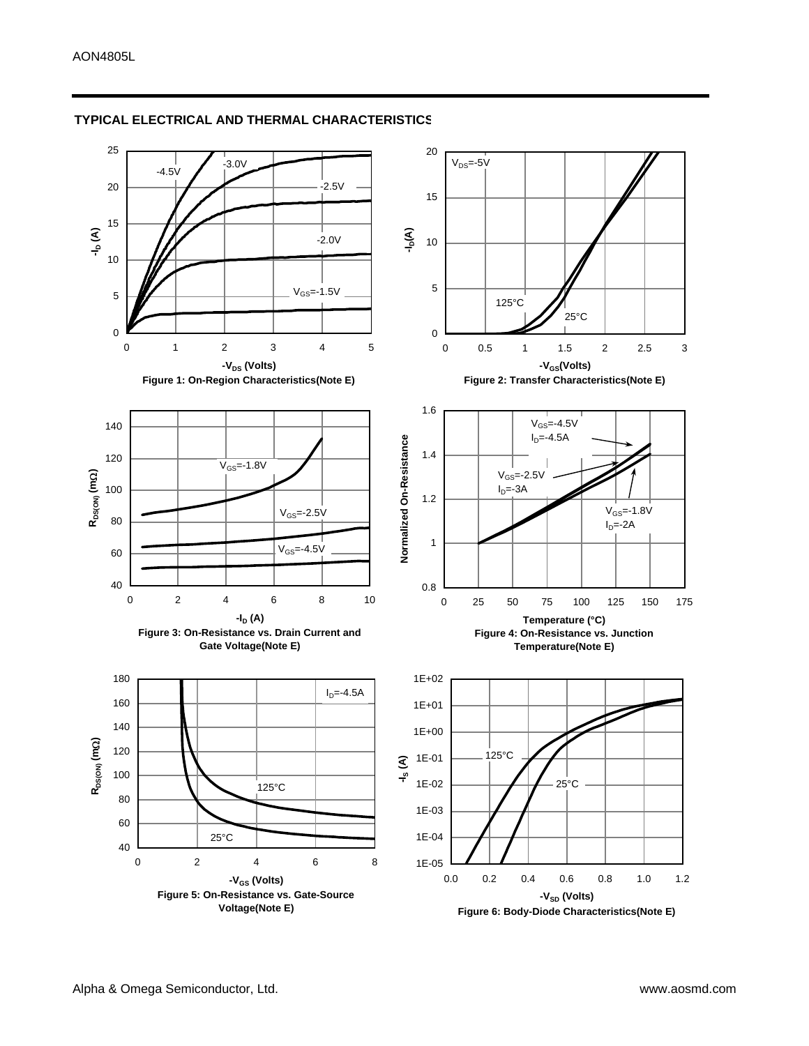## TYPICAL ELECTRICAL AND THERMAL CHARACTERISTICS

Figure 1: On-Region Characteristics(Note E)

Figure 2: Transfer Characteristics(Note E)

Figure 3: On-Resistance vs. Drain Current and Gate Voltage(Note E)

Figure 4: On-Resistance vs. Junction Temperature(Note E)

Figure 5: On-Resistance vs. Gate-Source Voltage(Note E)

Figure 6: Body-Diode Characteristics(Note E)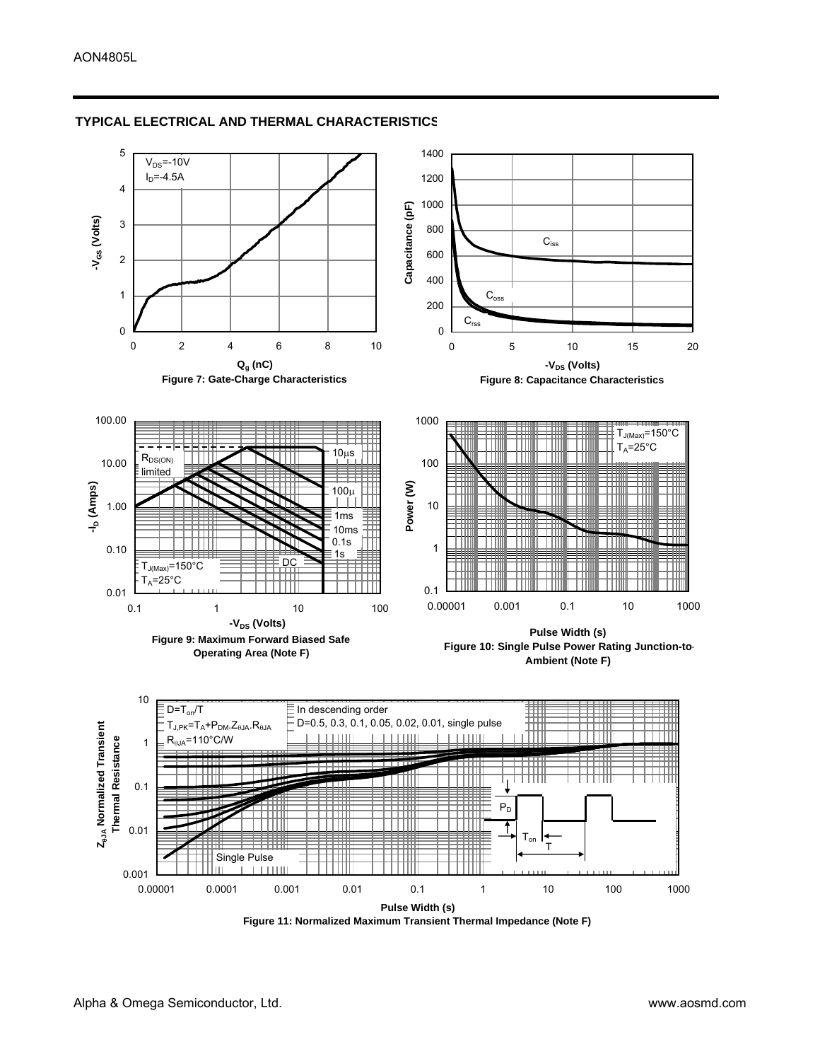## TYPICAL ELECTRICAL AND THERMAL CHARACTERISTICS

$V_{DS}$=-10V
$I_D$=-4.5A

$-V_{GS}$ (Volts)

$Q_g$ (nC)

Figure 7: Gate-Charge Characteristics

Capacitance (pF)

$C_{iss}$

$C_{oss}$

$C_{rss}$

$-V_{DS}$ (Volts)

Figure 8: Capacitance Characteristics

$R_{DS(ON)}$ limited

10μs

100μ

1ms

10ms

0.1s

1s

DC

$T_{J(Max)}$=150°C
$T_A$=25°C

$-I_D$ (Amps)

$-V_{DS}$ (Volts)

Figure 9: Maximum Forward Biased Safe Operating Area (Note F)

$T_{J(Max)}$=150°C
$T_A$=25°C

Power (W)

Pulse Width (s)

Figure 10: Single Pulse Power Rating Junction-to-Ambient (Note F)

$D=T_{on}/T$
$T_{J,PK}=T_A+P_{DM}.Z_{\theta JA}.R_{\theta JA}$
$R_{\theta JA}$=110°C/W

In descending order
D=0.5, 0.3, 0.1, 0.05, 0.02, 0.01, single pulse

Single Pulse

$P_D$

$T_{on}$

T

$Z_{\theta JA}$ Normalized Transient Thermal Resistance

Pulse Width (s)

Figure 11: Normalized Maximum Transient Thermal Impedance (Note F)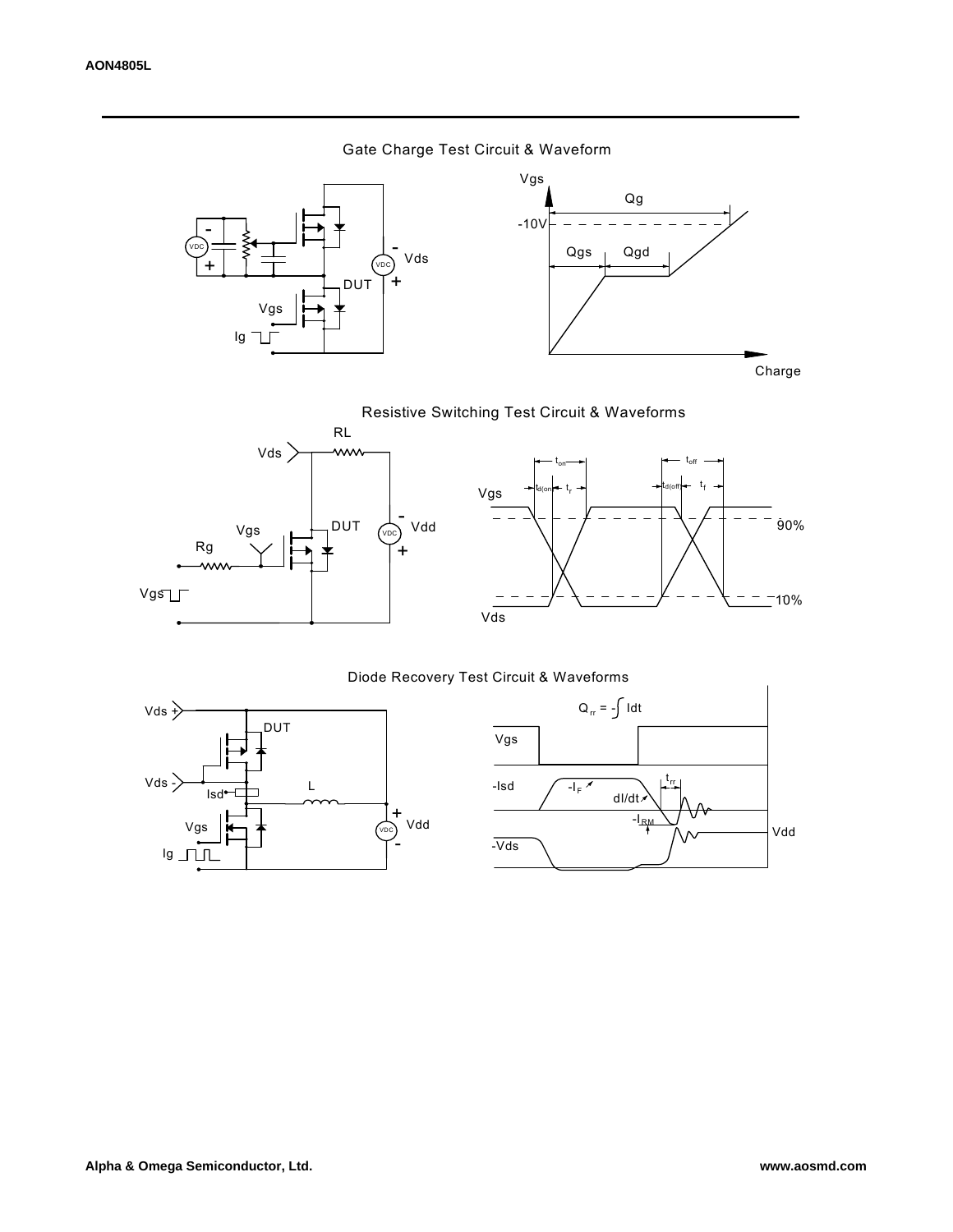## Gate Charge Test Circuit & Waveform

VDC
-
+
VDC
-
Vds
+
DUT
Vgs
Ig

Vgs
Qg
-10V
Qgs
Qgd
Charge

## Resistive Switching Test Circuit & Waveforms

RL
Vds
Vgs
DUT
VDC
-
Vdd
+
Rg
Vgs

$t_{on}$
$t_{off}$
$t_{d(on)}$
$t_r$
$t_{d(off)}$
$t_f$
Vgs
90%
10%
Vds

## Diode Recovery Test Circuit & Waveforms

Vds +
DUT
Vds -
Isd
L
Vgs
+
VDC
Vdd
-
Ig

$Q_{rr} = -\int Idt$
Vgs
-Isd
$-I_F$
$t_{rr}$
dI/dt
$-I_{RM}$
Vdd
-Vds